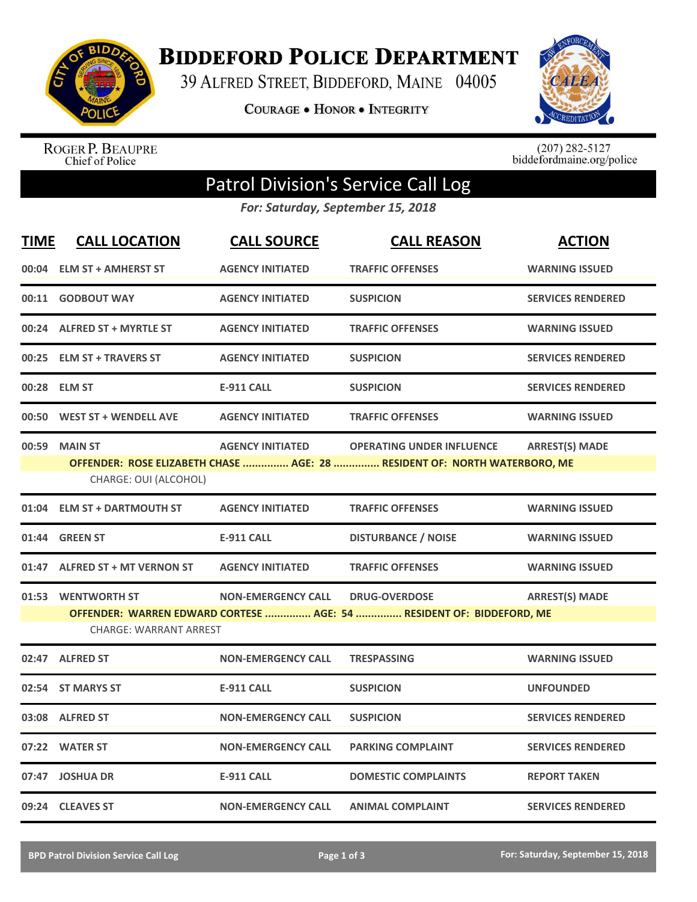# Biddeford Police Department

39 Alfred Street, Biddeford, Maine 04005

Courage • Honor • Integrity

Roger P. Beaupre
Chief of Police

(207) 282-5127
biddefordmaine.org/police

## Patrol Division's Service Call Log

*For: Saturday, September 15, 2018*

| TIME | CALL LOCATION | CALL SOURCE | CALL REASON | ACTION |
|---|---|---|---|---|
| 00:04 | ELM ST + AMHERST ST | AGENCY INITIATED | TRAFFIC OFFENSES | WARNING ISSUED |
| 00:11 | GODBOUT WAY | AGENCY INITIATED | SUSPICION | SERVICES RENDERED |
| 00:24 | ALFRED ST + MYRTLE ST | AGENCY INITIATED | TRAFFIC OFFENSES | WARNING ISSUED |
| 00:25 | ELM ST + TRAVERS ST | AGENCY INITIATED | SUSPICION | SERVICES RENDERED |
| 00:28 | ELM ST | E-911 CALL | SUSPICION | SERVICES RENDERED |
| 00:50 | WEST ST + WENDELL AVE | AGENCY INITIATED | TRAFFIC OFFENSES | WARNING ISSUED |
| 00:59 | MAIN ST | AGENCY INITIATED | OPERATING UNDER INFLUENCE | ARREST(S) MADE |
| | OFFENDER: ROSE ELIZABETH CHASE ............... AGE: 28 ............... RESIDENT OF: NORTH WATERBORO, ME | | | |
| | CHARGE: OUI (ALCOHOL) | | | |
| 01:04 | ELM ST + DARTMOUTH ST | AGENCY INITIATED | TRAFFIC OFFENSES | WARNING ISSUED |
| 01:44 | GREEN ST | E-911 CALL | DISTURBANCE / NOISE | WARNING ISSUED |
| 01:47 | ALFRED ST + MT VERNON ST | AGENCY INITIATED | TRAFFIC OFFENSES | WARNING ISSUED |
| 01:53 | WENTWORTH ST | NON-EMERGENCY CALL | DRUG-OVERDOSE | ARREST(S) MADE |
| | OFFENDER: WARREN EDWARD CORTESE ............... AGE: 54 ............... RESIDENT OF: BIDDEFORD, ME | | | |
| | CHARGE: WARRANT ARREST | | | |
| 02:47 | ALFRED ST | NON-EMERGENCY CALL | TRESPASSING | WARNING ISSUED |
| 02:54 | ST MARYS ST | E-911 CALL | SUSPICION | UNFOUNDED |
| 03:08 | ALFRED ST | NON-EMERGENCY CALL | SUSPICION | SERVICES RENDERED |
| 07:22 | WATER ST | NON-EMERGENCY CALL | PARKING COMPLAINT | SERVICES RENDERED |
| 07:47 | JOSHUA DR | E-911 CALL | DOMESTIC COMPLAINTS | REPORT TAKEN |
| 09:24 | CLEAVES ST | NON-EMERGENCY CALL | ANIMAL COMPLAINT | SERVICES RENDERED |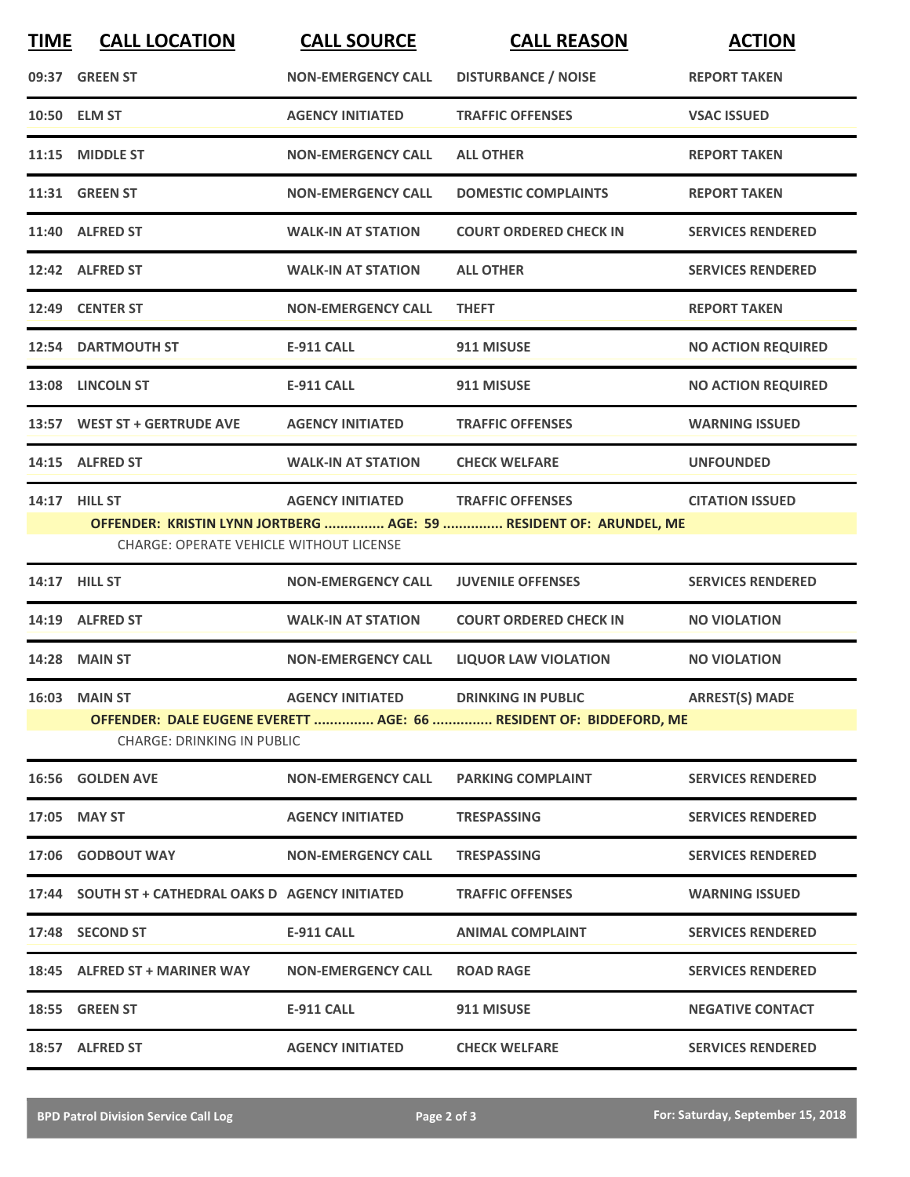| TIME | CALL LOCATION | CALL SOURCE | CALL REASON | ACTION |
|---|---|---|---|---|
| 09:37 | GREEN ST | NON-EMERGENCY CALL | DISTURBANCE / NOISE | REPORT TAKEN |
| 10:50 | ELM ST | AGENCY INITIATED | TRAFFIC OFFENSES | VSAC ISSUED |
| 11:15 | MIDDLE ST | NON-EMERGENCY CALL | ALL OTHER | REPORT TAKEN |
| 11:31 | GREEN ST | NON-EMERGENCY CALL | DOMESTIC COMPLAINTS | REPORT TAKEN |
| 11:40 | ALFRED ST | WALK-IN AT STATION | COURT ORDERED CHECK IN | SERVICES RENDERED |
| 12:42 | ALFRED ST | WALK-IN AT STATION | ALL OTHER | SERVICES RENDERED |
| 12:49 | CENTER ST | NON-EMERGENCY CALL | THEFT | REPORT TAKEN |
| 12:54 | DARTMOUTH ST | E-911 CALL | 911 MISUSE | NO ACTION REQUIRED |
| 13:08 | LINCOLN ST | E-911 CALL | 911 MISUSE | NO ACTION REQUIRED |
| 13:57 | WEST ST + GERTRUDE AVE | AGENCY INITIATED | TRAFFIC OFFENSES | WARNING ISSUED |
| 14:15 | ALFRED ST | WALK-IN AT STATION | CHECK WELFARE | UNFOUNDED |
| 14:17 | HILL ST | AGENCY INITIATED | TRAFFIC OFFENSES | CITATION ISSUED |
| | OFFENDER: KRISTIN LYNN JORTBERG ............... AGE: 59 ............... RESIDENT OF: ARUNDEL, ME | | | |
| | CHARGE: OPERATE VEHICLE WITHOUT LICENSE | | | |
| 14:17 | HILL ST | NON-EMERGENCY CALL | JUVENILE OFFENSES | SERVICES RENDERED |
| 14:19 | ALFRED ST | WALK-IN AT STATION | COURT ORDERED CHECK IN | NO VIOLATION |
| 14:28 | MAIN ST | NON-EMERGENCY CALL | LIQUOR LAW VIOLATION | NO VIOLATION |
| 16:03 | MAIN ST | AGENCY INITIATED | DRINKING IN PUBLIC | ARREST(S) MADE |
| | OFFENDER: DALE EUGENE EVERETT ............... AGE: 66 ............... RESIDENT OF: BIDDEFORD, ME | | | |
| | CHARGE: DRINKING IN PUBLIC | | | |
| 16:56 | GOLDEN AVE | NON-EMERGENCY CALL | PARKING COMPLAINT | SERVICES RENDERED |
| 17:05 | MAY ST | AGENCY INITIATED | TRESPASSING | SERVICES RENDERED |
| 17:06 | GODBOUT WAY | NON-EMERGENCY CALL | TRESPASSING | SERVICES RENDERED |
| 17:44 | SOUTH ST + CATHEDRAL OAKS D | AGENCY INITIATED | TRAFFIC OFFENSES | WARNING ISSUED |
| 17:48 | SECOND ST | E-911 CALL | ANIMAL COMPLAINT | SERVICES RENDERED |
| 18:45 | ALFRED ST + MARINER WAY | NON-EMERGENCY CALL | ROAD RAGE | SERVICES RENDERED |
| 18:55 | GREEN ST | E-911 CALL | 911 MISUSE | NEGATIVE CONTACT |
| 18:57 | ALFRED ST | AGENCY INITIATED | CHECK WELFARE | SERVICES RENDERED |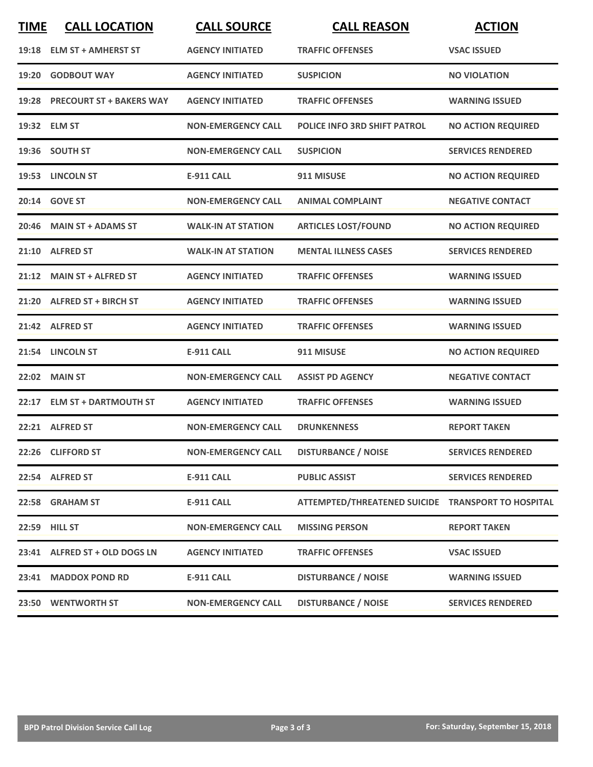| TIME | CALL LOCATION | CALL SOURCE | CALL REASON | ACTION |
|---|---|---|---|---|
| 19:18 | ELM ST + AMHERST ST | AGENCY INITIATED | TRAFFIC OFFENSES | VSAC ISSUED |
| 19:20 | GODBOUT WAY | AGENCY INITIATED | SUSPICION | NO VIOLATION |
| 19:28 | PRECOURT ST + BAKERS WAY | AGENCY INITIATED | TRAFFIC OFFENSES | WARNING ISSUED |
| 19:32 | ELM ST | NON-EMERGENCY CALL | POLICE INFO 3RD SHIFT PATROL | NO ACTION REQUIRED |
| 19:36 | SOUTH ST | NON-EMERGENCY CALL | SUSPICION | SERVICES RENDERED |
| 19:53 | LINCOLN ST | E-911 CALL | 911 MISUSE | NO ACTION REQUIRED |
| 20:14 | GOVE ST | NON-EMERGENCY CALL | ANIMAL COMPLAINT | NEGATIVE CONTACT |
| 20:46 | MAIN ST + ADAMS ST | WALK-IN AT STATION | ARTICLES LOST/FOUND | NO ACTION REQUIRED |
| 21:10 | ALFRED ST | WALK-IN AT STATION | MENTAL ILLNESS CASES | SERVICES RENDERED |
| 21:12 | MAIN ST + ALFRED ST | AGENCY INITIATED | TRAFFIC OFFENSES | WARNING ISSUED |
| 21:20 | ALFRED ST + BIRCH ST | AGENCY INITIATED | TRAFFIC OFFENSES | WARNING ISSUED |
| 21:42 | ALFRED ST | AGENCY INITIATED | TRAFFIC OFFENSES | WARNING ISSUED |
| 21:54 | LINCOLN ST | E-911 CALL | 911 MISUSE | NO ACTION REQUIRED |
| 22:02 | MAIN ST | NON-EMERGENCY CALL | ASSIST PD AGENCY | NEGATIVE CONTACT |
| 22:17 | ELM ST + DARTMOUTH ST | AGENCY INITIATED | TRAFFIC OFFENSES | WARNING ISSUED |
| 22:21 | ALFRED ST | NON-EMERGENCY CALL | DRUNKENNESS | REPORT TAKEN |
| 22:26 | CLIFFORD ST | NON-EMERGENCY CALL | DISTURBANCE / NOISE | SERVICES RENDERED |
| 22:54 | ALFRED ST | E-911 CALL | PUBLIC ASSIST | SERVICES RENDERED |
| 22:58 | GRAHAM ST | E-911 CALL | ATTEMPTED/THREATENED SUICIDE | TRANSPORT TO HOSPITAL |
| 22:59 | HILL ST | NON-EMERGENCY CALL | MISSING PERSON | REPORT TAKEN |
| 23:41 | ALFRED ST + OLD DOGS LN | AGENCY INITIATED | TRAFFIC OFFENSES | VSAC ISSUED |
| 23:41 | MADDOX POND RD | E-911 CALL | DISTURBANCE / NOISE | WARNING ISSUED |
| 23:50 | WENTWORTH ST | NON-EMERGENCY CALL | DISTURBANCE / NOISE | SERVICES RENDERED |